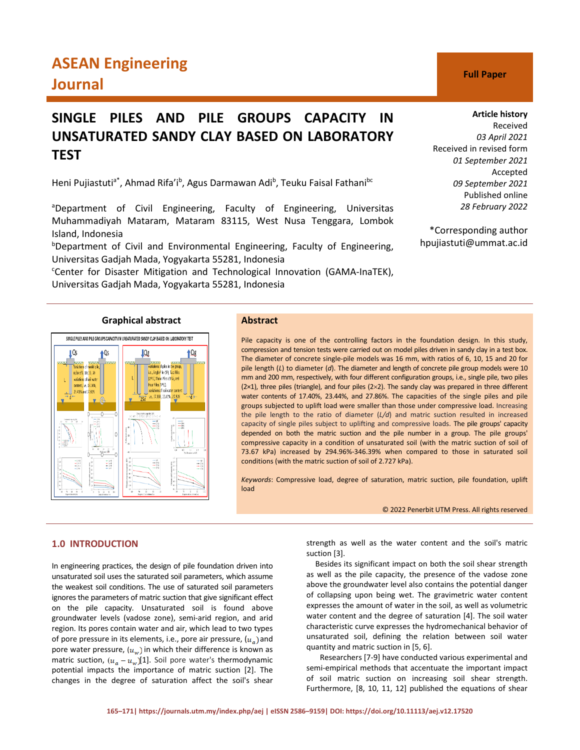# ASEAN Engineering Journal

**Full Paper**

# SINGLE PILES AND PILE GROUPS CAPACITY IN UNSATURATED SANDY CLAY BASED ON LABORATORY TEST

Heni Pujiastuti[a*], Ahmad Rifa'i[b], Agus Darmawan Adi[b], Teuku Faisal Fathani[bc]

[a]Department of Civil Engineering, Faculty of Engineering, Universitas Muhammadiyah Mataram, Mataram 83115, West Nusa Tenggara, Lombok Island, Indonesia

[b]Department of Civil and Environmental Engineering, Faculty of Engineering, Universitas Gadjah Mada, Yogyakarta 55281, Indonesia

[c]Center for Disaster Mitigation and Technological Innovation (GAMA-InaTEK), Universitas Gadjah Mada, Yogyakarta 55281, Indonesia

**Article history**
Received
*03 April 2021*
Received in revised form
*01 September 2021*
Accepted
*09 September 2021*
Published online
*28 February 2022*

*Corresponding author
hpujiastuti@ummat.ac.id

**Graphical abstract**

## Abstract

Pile capacity is one of the controlling factors in the foundation design. In this study, compression and tension tests were carried out on model piles driven in sandy clay in a test box. The diameter of concrete single-pile models was 16 mm, with ratios of 6, 10, 15 and 20 for pile length (*L*) to diameter (*d*). The diameter and length of concrete pile group models were 10 mm and 200 mm, respectively, with four different configuration groups, i.e., single pile, two piles (2×1), three piles (triangle), and four piles (2×2). The sandy clay was prepared in three different water contents of 17.40%, 23.44%, and 27.86%. The capacities of the single piles and pile groups subjected to uplift load were smaller than those under compressive load. Increasing the pile length to the ratio of diameter (*L/d*) and matric suction resulted in increased capacity of single piles subject to uplifting and compressive loads. The pile groups' capacity depended on both the matric suction and the pile number in a group. The pile groups' compressive capacity in a condition of unsaturated soil (with the matric suction of soil of 73.67 kPa) increased by 294.96%-346.39% when compared to those in saturated soil conditions (with the matric suction of soil of 2.727 kPa).

*Keywords*: Compressive load, degree of saturation, matric suction, pile foundation, uplift load

© 2022 Penerbit UTM Press. All rights reserved

## 1.0 INTRODUCTION

In engineering practices, the design of pile foundation driven into unsaturated soil uses the saturated soil parameters, which assume the weakest soil conditions. The use of saturated soil parameters ignores the parameters of matric suction that give significant effect on the pile capacity. Unsaturated soil is found above groundwater levels (vadose zone), semi-arid region, and arid region. Its pores contain water and air, which lead to two types of pore pressure in its elements, i.e., pore air pressure, ($u_a$) and pore water pressure, ($u_w$) in which their difference is known as matric suction, ($u_a - u_w$)[1]. Soil pore water's thermodynamic potential impacts the importance of matric suction [2]. The changes in the degree of saturation affect the soil's shear strength as well as the water content and the soil's matric suction [3].

Besides its significant impact on both the soil shear strength as well as the pile capacity, the presence of the vadose zone above the groundwater level also contains the potential danger of collapsing upon being wet. The gravimetric water content expresses the amount of water in the soil, as well as volumetric water content and the degree of saturation [4]. The soil water characteristic curve expresses the hydromechanical behavior of unsaturated soil, defining the relation between soil water quantity and matric suction in [5, 6].

Researchers [7-9] have conducted various experimental and semi-empirical methods that accentuate the important impact of soil matric suction on increasing soil shear strength. Furthermore, [8, 10, 11, 12] published the equations of shear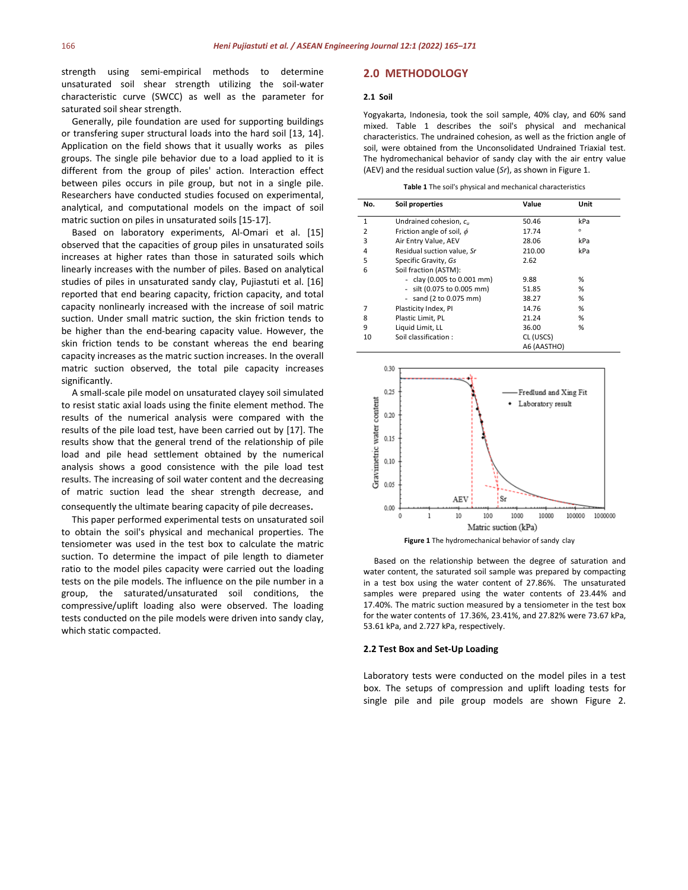strength using semi-empirical methods to determine unsaturated soil shear strength utilizing the soil-water characteristic curve (SWCC) as well as the parameter for saturated soil shear strength.

Generally, pile foundation are used for supporting buildings or transfering super structural loads into the hard soil [13, 14]. Application on the field shows that it usually works as piles groups. The single pile behavior due to a load applied to it is different from the group of piles' action. Interaction effect between piles occurs in pile group, but not in a single pile. Researchers have conducted studies focused on experimental, analytical, and computational models on the impact of soil matric suction on piles in unsaturated soils [15-17].

Based on laboratory experiments, Al-Omari et al. [15] observed that the capacities of group piles in unsaturated soils increases at higher rates than those in saturated soils which linearly increases with the number of piles. Based on analytical studies of piles in unsaturated sandy clay, Pujiastuti et al. [16] reported that end bearing capacity, friction capacity, and total capacity nonlinearly increased with the increase of soil matric suction. Under small matric suction, the skin friction tends to be higher than the end-bearing capacity value. However, the skin friction tends to be constant whereas the end bearing capacity increases as the matric suction increases. In the overall matric suction observed, the total pile capacity increases significantly.

A small-scale pile model on unsaturated clayey soil simulated to resist static axial loads using the finite element method. The results of the numerical analysis were compared with the results of the pile load test, have been carried out by [17]. The results show that the general trend of the relationship of pile load and pile head settlement obtained by the numerical analysis shows a good consistence with the pile load test results. The increasing of soil water content and the decreasing of matric suction lead the shear strength decrease, and consequently the ultimate bearing capacity of pile decreases.

This paper performed experimental tests on unsaturated soil to obtain the soil's physical and mechanical properties. The tensiometer was used in the test box to calculate the matric suction. To determine the impact of pile length to diameter ratio to the model piles capacity were carried out the loading tests on the pile models. The influence on the pile number in a group, the saturated/unsaturated soil conditions, the compressive/uplift loading also were observed. The loading tests conducted on the pile models were driven into sandy clay, which static compacted.

## 2.0 METHODOLOGY

### 2.1 Soil

Yogyakarta, Indonesia, took the soil sample, 40% clay, and 60% sand mixed. Table 1 describes the soil's physical and mechanical characteristics. The undrained cohesion, as well as the friction angle of soil, were obtained from the Unconsolidated Undrained Triaxial test. The hydromechanical behavior of sandy clay with the air entry value (AEV) and the residual suction value (*Sr*), as shown in Figure 1.

**Table 1** The soil's physical and mechanical characteristics

| No. | Soil properties | Value | Unit |
|---|---|---|---|
| 1 | Undrained cohesion, $c_u$ | 50.46 | kPa |
| 2 | Friction angle of soil, $\phi$ | 17.74 | ° |
| 3 | Air Entry Value, AEV | 28.06 | kPa |
| 4 | Residual suction value, *Sr* | 210.00 | kPa |
| 5 | Specific Gravity, *Gs* | 2.62 | |
| 6 | Soil fraction (ASTM): | | |
| | - clay (0.005 to 0.001 mm) | 9.88 | % |
| | - silt (0.075 to 0.005 mm) | 51.85 | % |
| | - sand (2 to 0.075 mm) | 38.27 | % |
| 7 | Plasticity Index, PI | 14.76 | % |
| 8 | Plastic Limit, PL | 21.24 | % |
| 9 | Liquid Limit, LL | 36.00 | % |
| 10 | Soil classification : | CL (USCS) | |
| | | A6 (AASTHO) | |

**Figure 1** The hydromechanical behavior of sandy clay

Based on the relationship between the degree of saturation and water content, the saturated soil sample was prepared by compacting in a test box using the water content of 27.86%. The unsaturated samples were prepared using the water contents of 23.44% and 17.40%. The matric suction measured by a tensiometer in the test box for the water contents of 17.36%, 23.41%, and 27.82% were 73.67 kPa, 53.61 kPa, and 2.727 kPa, respectively.

### 2.2 Test Box and Set-Up Loading

Laboratory tests were conducted on the model piles in a test box. The setups of compression and uplift loading tests for single pile and pile group models are shown Figure 2.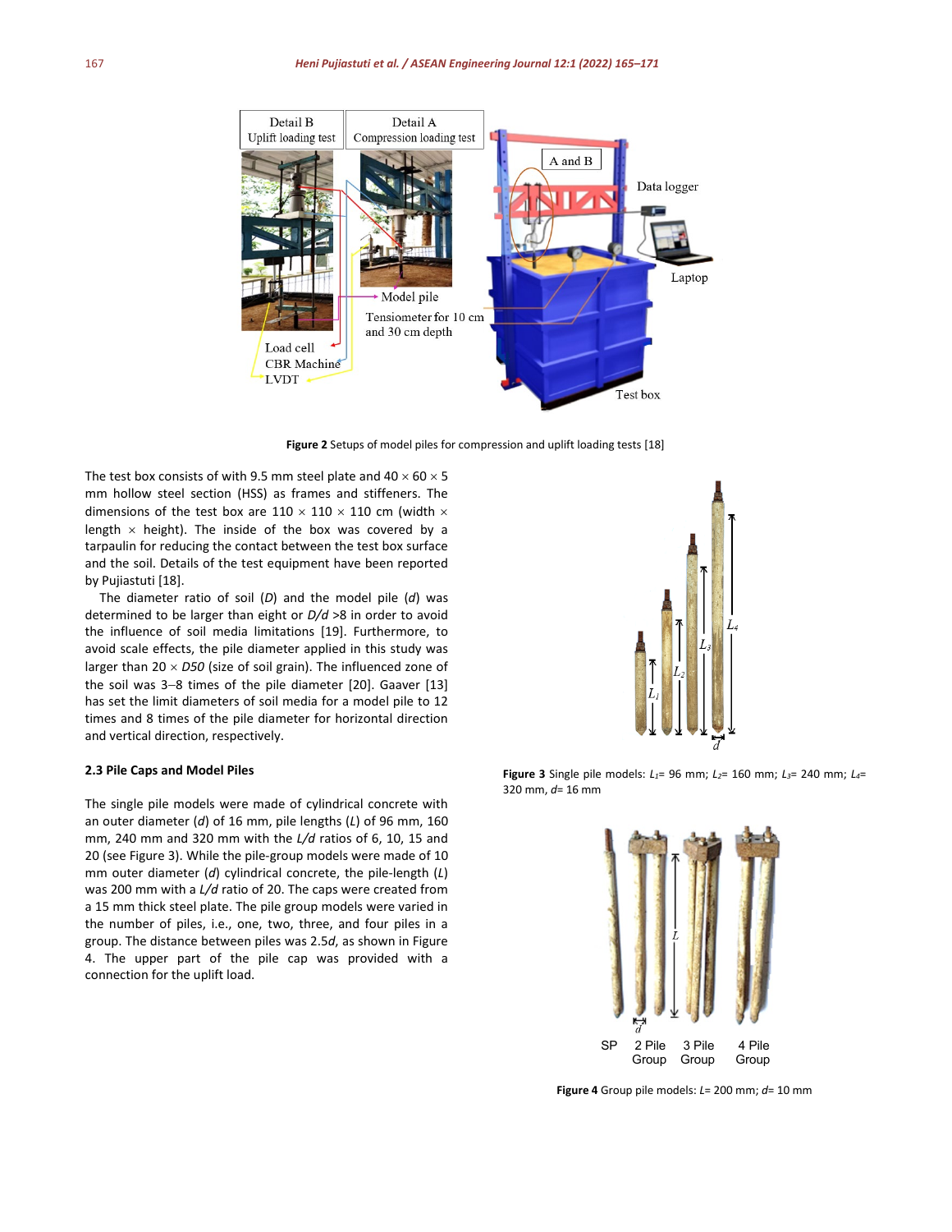Figure 2 Setups of model piles for compression and uplift loading tests [18]

The test box consists of with 9.5 mm steel plate and 40 × 60 × 5 mm hollow steel section (HSS) as frames and stiffeners. The dimensions of the test box are 110 × 110 × 110 cm (width × length × height). The inside of the box was covered by a tarpaulin for reducing the contact between the test box surface and the soil. Details of the test equipment have been reported by Pujiastuti [18].

The diameter ratio of soil ($D$) and the model pile ($d$) was determined to be larger than eight or $D/d$ >8 in order to avoid the influence of soil media limitations [19]. Furthermore, to avoid scale effects, the pile diameter applied in this study was larger than 20 × $D50$ (size of soil grain). The influenced zone of the soil was 3–8 times of the pile diameter [20]. Gaaver [13] has set the limit diameters of soil media for a model pile to 12 times and 8 times of the pile diameter for horizontal direction and vertical direction, respectively.

### 2.3 Pile Caps and Model Piles

The single pile models were made of cylindrical concrete with an outer diameter ($d$) of 16 mm, pile lengths ($L$) of 96 mm, 160 mm, 240 mm and 320 mm with the $L/d$ ratios of 6, 10, 15 and 20 (see Figure 3). While the pile-group models were made of 10 mm outer diameter ($d$) cylindrical concrete, the pile-length ($L$) was 200 mm with a $L/d$ ratio of 20. The caps were created from a 15 mm thick steel plate. The pile group models were varied in the number of piles, i.e., one, two, three, and four piles in a group. The distance between piles was 2.5$d$, as shown in Figure 4. The upper part of the pile cap was provided with a connection for the uplift load.

**Figure 3** Single pile models: $L_1$= 96 mm; $L_2$= 160 mm; $L_3$= 240 mm; $L_4$= 320 mm, $d$= 16 mm

**Figure 4** Group pile models: $L$= 200 mm; $d$= 10 mm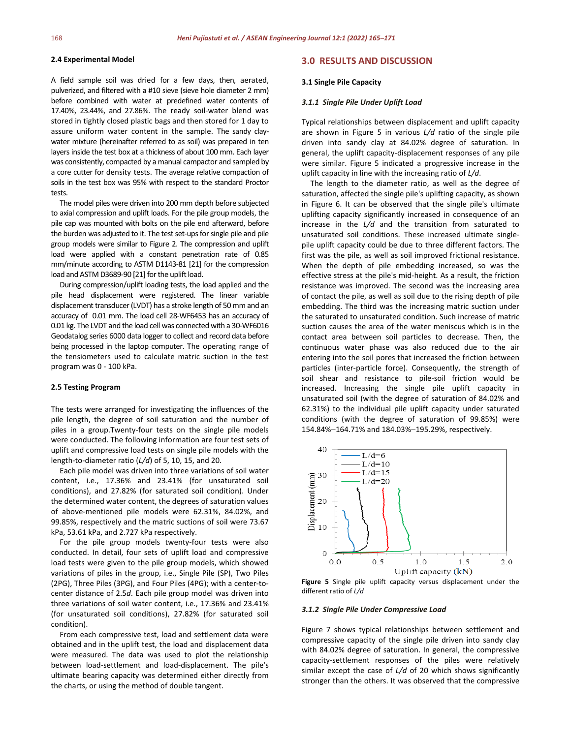### 2.4 Experimental Model

A field sample soil was dried for a few days, then, aerated, pulverized, and filtered with a #10 sieve (sieve hole diameter 2 mm) before combined with water at predefined water contents of 17.40%, 23.44%, and 27.86%. The ready soil-water blend was stored in tightly closed plastic bags and then stored for 1 day to assure uniform water content in the sample. The sandy clay-water mixture (hereinafter referred to as soil) was prepared in ten layers inside the test box at a thickness of about 100 mm. Each layer was consistently, compacted by a manual campactor and sampled by a core cutter for density tests. The average relative compaction of soils in the test box was 95% with respect to the standard Proctor tests.

The model piles were driven into 200 mm depth before subjected to axial compression and uplift loads. For the pile group models, the pile cap was mounted with bolts on the pile end afterward, before the burden was adjusted to it. The test set-ups for single pile and pile group models were similar to Figure 2. The compression and uplift load were applied with a constant penetration rate of 0.85 mm/minute according to ASTM D1143-81 [21] for the compression load and ASTM D3689-90 [21] for the uplift load.

During compression/uplift loading tests, the load applied and the pile head displacement were registered. The linear variable displacement transducer (LVDT) has a stroke length of 50 mm and an accuracy of 0.01 mm. The load cell 28-WF6453 has an accuracy of 0.01 kg. The LVDT and the load cell was connected with a 30-WF6016 Geodatalog series 6000 data logger to collect and record data before being processed in the laptop computer. The operating range of the tensiometers used to calculate matric suction in the test program was 0 - 100 kPa.

### 2.5 Testing Program

The tests were arranged for investigating the influences of the pile length, the degree of soil saturation and the number of piles in a group.Twenty-four tests on the single pile models were conducted. The following information are four test sets of uplift and compressive load tests on single pile models with the length-to-diameter ratio (*L/d*) of 5, 10, 15, and 20.

Each pile model was driven into three variations of soil water content, i.e., 17.36% and 23.41% (for unsaturated soil conditions), and 27.82% (for saturated soil condition). Under the determined water content, the degrees of saturation values of above-mentioned pile models were 62.31%, 84.02%, and 99.85%, respectively and the matric suctions of soil were 73.67 kPa, 53.61 kPa, and 2.727 kPa respectively.

For the pile group models twenty-four tests were also conducted. In detail, four sets of uplift load and compressive load tests were given to the pile group models, which showed variations of piles in the group, i.e., Single Pile (SP), Two Piles (2PG), Three Piles (3PG), and Four Piles (4PG); with a center-to-center distance of 2.5*d*. Each pile group model was driven into three variations of soil water content, i.e., 17.36% and 23.41% (for unsaturated soil conditions), 27.82% (for saturated soil condition).

From each compressive test, load and settlement data were obtained and in the uplift test, the load and displacement data were measured. The data was used to plot the relationship between load-settlement and load-displacement. The pile's ultimate bearing capacity was determined either directly from the charts, or using the method of double tangent.

## 3.0 RESULTS AND DISCUSSION

### 3.1 Single Pile Capacity

#### *3.1.1 Single Pile Under Uplift Load*

Typical relationships between displacement and uplift capacity are shown in Figure 5 in various *L/d* ratio of the single pile driven into sandy clay at 84.02% degree of saturation. In general, the uplift capacity-displacement responses of any pile were similar. Figure 5 indicated a progressive increase in the uplift capacity in line with the increasing ratio of *L/d*.

The length to the diameter ratio, as well as the degree of saturation, affected the single pile's uplifting capacity, as shown in Figure 6. It can be observed that the single pile's ultimate uplifting capacity significantly increased in consequence of an increase in the *L/d* and the transition from saturated to unsaturated soil conditions. These increased ultimate single-pile uplift capacity could be due to three different factors. The first was the pile, as well as soil improved frictional resistance. When the depth of pile embedding increased, so was the effective stress at the pile's mid-height. As a result, the friction resistance was improved. The second was the increasing area of contact the pile, as well as soil due to the rising depth of pile embedding. The third was the increasing matric suction under the saturated to unsaturated condition. Such increase of matric suction causes the area of the water meniscus which is in the contact area between soil particles to decrease. Then, the continuous water phase was also reduced due to the air entering into the soil pores that increased the friction between particles (inter-particle force). Consequently, the strength of soil shear and resistance to pile-soil friction would be increased. Increasing the single pile uplift capacity in unsaturated soil (with the degree of saturation of 84.02% and 62.31%) to the individual pile uplift capacity under saturated conditions (with the degree of saturation of 99.85%) were 154.84%–164.71% and 184.03%–195.29%, respectively.

**Figure 5** Single pile uplift capacity versus displacement under the different ratio of *L/d*

#### *3.1.2 Single Pile Under Compressive Load*

Figure 7 shows typical relationships between settlement and compressive capacity of the single pile driven into sandy clay with 84.02% of saturation. In general, the compressive capacity-settlement responses of the piles were relatively similar except the case of *L/d* of 20 which shows significantly stronger than the others. It was observed that the compressive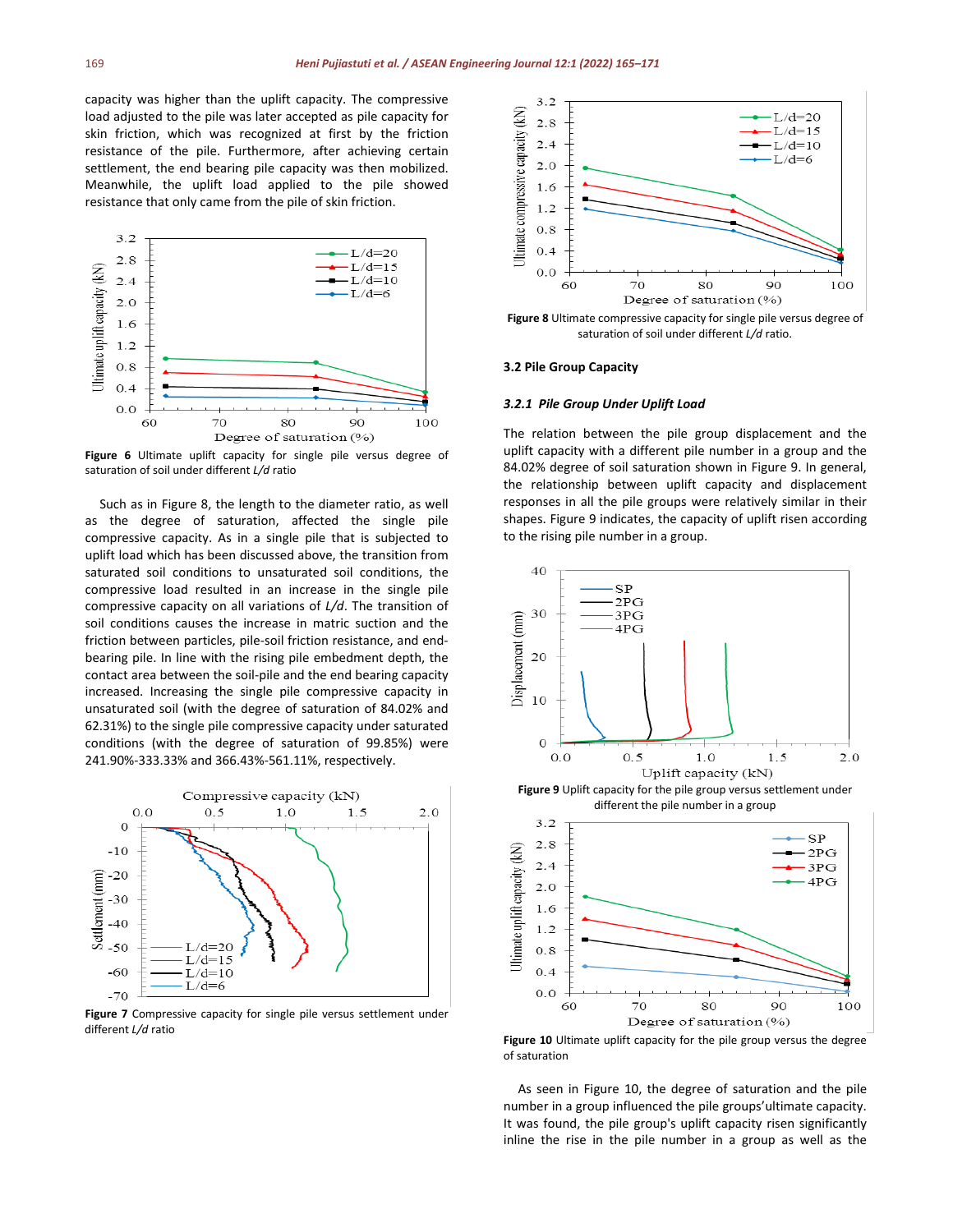capacity was higher than the uplift capacity. The compressive load adjusted to the pile was later accepted as pile capacity for skin friction, which was recognized at first by the friction resistance of the pile. Furthermore, after achieving certain settlement, the end bearing pile capacity was then mobilized. Meanwhile, the uplift load applied to the pile showed resistance that only came from the pile of skin friction.

**Figure 6** Ultimate uplift capacity for single pile versus degree of saturation of soil under different *L/d* ratio

Such as in Figure 8, the length to the diameter ratio, as well as the degree of saturation, affected the single pile compressive capacity. As in a single pile that is subjected to uplift load which has been discussed above, the transition from saturated soil conditions to unsaturated soil conditions, the compressive load resulted in an increase in the single pile compressive capacity on all variations of *L/d*. The transition of soil conditions causes the increase in matric suction and the friction between particles, pile-soil friction resistance, and end-bearing pile. In line with the rising pile embedment depth, the contact area between the soil-pile and the end bearing capacity increased. Increasing the single pile compressive capacity in unsaturated soil (with the degree of saturation of 84.02% and 62.31%) to the single pile compressive capacity under saturated conditions (with the degree of saturation of 99.85%) were 241.90%-333.33% and 366.43%-561.11%, respectively.

**Figure 7** Compressive capacity for single pile versus settlement under different *L/d* ratio

**Figure 8** Ultimate compressive capacity for single pile versus degree of saturation of soil under different *L/d* ratio.

### 3.2 Pile Group Capacity

#### *3.2.1 Pile Group Under Uplift Load*

The relation between the pile group displacement and the uplift capacity with a different pile number in a group and the 84.02% degree of soil saturation shown in Figure 9. In general, the relationship between uplift capacity and displacement responses in all the pile groups were relatively similar in their shapes. Figure 9 indicates, the capacity of uplift risen according to the rising pile number in a group.

**Figure 9** Uplift capacity for the pile group versus settlement under different the pile number in a group

**Figure 10** Ultimate uplift capacity for the pile group versus the degree of saturation

As seen in Figure 10, the degree of saturation and the pile number in a group influenced the pile groups'ultimate capacity. It was found, the pile group's uplift capacity risen significantly inline the rise in the pile number in a group as well as the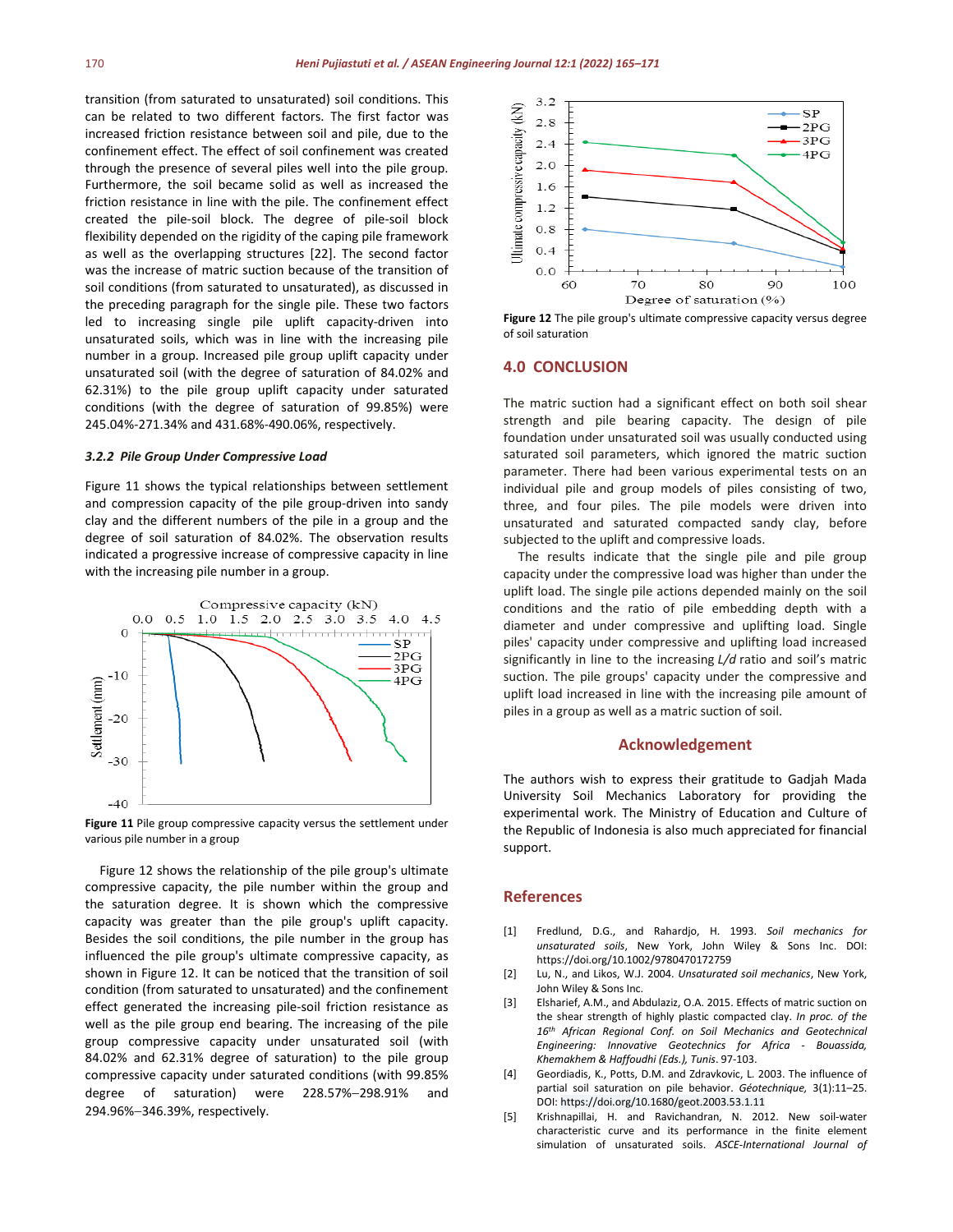transition (from saturated to unsaturated) soil conditions. This can be related to two different factors. The first factor was increased friction resistance between soil and pile, due to the confinement effect. The effect of soil confinement was created through the presence of several piles well into the pile group. Furthermore, the soil became solid as well as increased the friction resistance in line with the pile. The confinement effect created the pile-soil block. The degree of pile-soil block flexibility depended on the rigidity of the caping pile framework as well as the overlapping structures [22]. The second factor was the increase of matric suction because of the transition of soil conditions (from saturated to unsaturated), as discussed in the preceding paragraph for the single pile. These two factors led to increasing single pile uplift capacity-driven into unsaturated soils, which was in line with the increasing pile number in a group. Increased pile group uplift capacity under unsaturated soil (with the degree of saturation of 84.02% and 62.31%) to the pile group uplift capacity under saturated conditions (with the degree of saturation of 99.85%) were 245.04%-271.34% and 431.68%-490.06%, respectively.

### 3.2.2 Pile Group Under Compressive Load

Figure 11 shows the typical relationships between settlement and compression capacity of the pile group-driven into sandy clay and the different numbers of the pile in a group and the degree of soil saturation of 84.02%. The observation results indicated a progressive increase of compressive capacity in line with the increasing pile number in a group.

**Figure 11** Pile group compressive capacity versus the settlement under various pile number in a group

Figure 12 shows the relationship of the pile group's ultimate compressive capacity, the pile number within the group and the saturation degree. It is shown which the compressive capacity was greater than the pile group's uplift capacity. Besides the soil conditions, the pile number in the group has influenced the pile group's ultimate compressive capacity, as shown in Figure 12. It can be noticed that the transition of soil condition (from saturated to unsaturated) and the confinement effect generated the increasing pile-soil friction resistance as well as the pile group end bearing. The increasing of the pile group compressive capacity under unsaturated soil (with 84.02% and 62.31% degree of saturation) to the pile group compressive capacity under saturated conditions (with 99.85% degree of saturation) were 228.57%–298.91% and 294.96%–346.39%, respectively.

**Figure 12** The pile group's ultimate compressive capacity versus degree of soil saturation

## 4.0 CONCLUSION

The matric suction had a significant effect on both soil shear strength and pile bearing capacity. The design of pile foundation under unsaturated soil was usually conducted using saturated soil parameters, which ignored the matric suction parameter. There had been various experimental tests on an individual pile and group models of piles consisting of two, three, and four piles. The pile models were driven into unsaturated and saturated compacted sandy clay, before subjected to the uplift and compressive loads.

The results indicate that the single pile and pile group capacity under the compressive load was higher than under the uplift load. The single pile actions depended mainly on the soil conditions and the ratio of pile embedding depth with a diameter and under compressive and uplifting load. Single piles' capacity under compressive and uplifting load increased significantly in line to the increasing *L/d* ratio and soil's matric suction. The pile groups' capacity under the compressive and uplift load increased in line with the increasing pile amount of piles in a group as well as a matric suction of soil.

## Acknowledgement

The authors wish to express their gratitude to Gadjah Mada University Soil Mechanics Laboratory for providing the experimental work. The Ministry of Education and Culture of the Republic of Indonesia is also much appreciated for financial support.

## References

[1] Fredlund, D.G., and Rahardjo, H. 1993. *Soil mechanics for unsaturated soils*, New York, John Wiley & Sons Inc. DOI: https://doi.org/10.1002/9780470172759

[2] Lu, N., and Likos, W.J. 2004. *Unsaturated soil mechanics*, New York, John Wiley & Sons Inc.

[3] Elsharief, A.M., and Abdulaziz, O.A. 2015. Effects of matric suction on the shear strength of highly plastic compacted clay. *In proc. of the 16th African Regional Conf. on Soil Mechanics and Geotechnical Engineering: Innovative Geotechnics for Africa - Bouassida, Khemakhem & Haffoudhi (Eds.), Tunis*. 97-103.

[4] Geordiadis, K., Potts, D.M. and Zdravkovic, L. 2003. The influence of partial soil saturation on pile behavior. *Géotechnique,* 3(1):11–25. DOI: https://doi.org/10.1680/geot.2003.53.1.11

[5] Krishnapillai, H. and Ravichandran, N. 2012. New soil-water characteristic curve and its performance in the finite element simulation of unsaturated soils. *ASCE-International Journal of*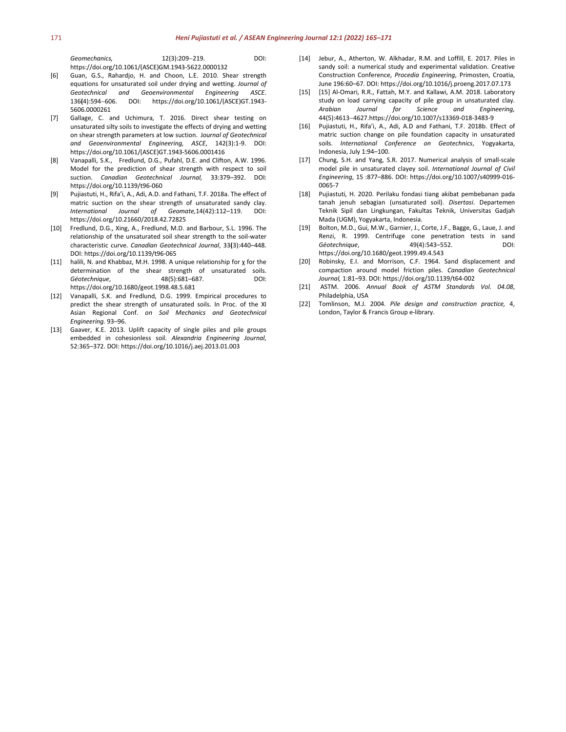*Geomechanics,* 12(3):209–219. DOI: https://doi.org/10.1061/(ASCE)GM.1943-5622.0000132

[6] Guan, G.S., Rahardjo, H. and Choon, L.E. 2010. Shear strength equations for unsaturated soil under drying and wetting. *Journal of Geotechnical and Geoenvironmental Engineering ASCE*. 136**(**4):594–606. DOI: https://doi.org/10.1061/(ASCE)GT.1943-5606.0000261

[7] Gallage, C. and Uchimura, T. 2016. Direct shear testing on unsaturated silty soils to investigate the effects of drying and wetting on shear strength parameters at low suction. *Journal of Geotechnical and Geoenvironmental Engineering, ASCE*, 142(3):1-9. DOI: https://doi.org/10.1061/(ASCE)GT.1943-5606.0001416

[8] Vanapalli, S.K., Fredlund, D.G., Pufahl, D.E. and Clifton, A.W. 1996. Model for the prediction of shear strength with respect to soil suction. *Canadian Geotechnical Journal,* 33:379–392. DOI: https://doi.org/10.1139/t96-060

[9] Pujiastuti, H., Rifa'i, A., Adi, A.D. and Fathani, T.F. 2018a. The effect of matric suction on the shear strength of unsaturated sandy clay. *International Journal of Geomate,*14(42):112–119. DOI: https://doi.org/10.21660/2018.42.72825

[10] Fredlund, D.G., Xing, A., Fredlund, M.D. and Barbour, S.L. 1996. The relationship of the unsaturated soil shear strength to the soil-water characteristic curve. *Canadian Geotechnical Journal*, 33**(**3):440–448. DOI: https://doi.org/10.1139/t96-065

[11] halili, N. and Khabbaz, M.H. 1998. A unique relationship for χ for the determination of the shear strength of unsaturated soils. *Géotechnique*, 48(5):681–687. DOI: https://doi.org/10.1680/geot.1998.48.5.681

[12] Vanapalli, S.K. and Fredlund, D.G. 1999. Empirical procedures to predict the shear strength of unsaturated soils. In Proc. of the XI Asian Regional Conf. *on Soil Mechanics and Geotechnical Engineering.* 93–96.

[13] Gaaver, K.E. 2013. Uplift capacity of single piles and pile groups embedded in cohesionless soil. *Alexandria Engineering Journal*, 52:365–372. DOI: https://doi.org/10.1016/j.aej.2013.01.003

[14] Jebur, A., Atherton, W. Alkhadar, R.M. and Loffill, E. 2017. Piles in sandy soil: a numerical study and experimental validation. Creative Construction Conference, *Procedia Engineering*, Primosten, Croatia, June 196:60–67. DOI: https://doi.org/10.1016/j.proeng.2017.07.173

[15] [15] Al-Omari, R.R., Fattah, M.Y. and Kallawi, A.M. 2018. Laboratory study on load carrying capacity of pile group in unsaturated clay. *Arabian Journal for Science and Engineering,* 44(5):4613–4627.https://doi.org/10.1007/s13369-018-3483-9

[16] Pujiastuti, H., Rifa'i, A., Adi, A.D and Fathani, T.F. 2018b. Effect of matric suction change on pile foundation capacity in unsaturated soils. *International Conference on Geotechnics*, Yogyakarta, Indonesia, July 1:94–100.

[17] Chung, S.H. and Yang, S.R. 2017. Numerical analysis of small-scale model pile in unsaturated clayey soil. *International Journal of Civil Engineering*, 15 :877–886. DOI: https://doi.org/10.1007/s40999-016-0065-7

[18] Pujiastuti, H. 2020. Perilaku fondasi tiang akibat pembebanan pada tanah jenuh sebagian (unsaturated soil). *Disertasi*. Departemen Teknik Sipil dan Lingkungan, Fakultas Teknik, Universitas Gadjah Mada (UGM), Yogyakarta, Indonesia.

[19] Bolton, M.D., Gui, M.W., Garnier, J., Corte, J.F., Bagge, G., Laue, J. and Renzi, R. 1999. Centrifuge cone penetration tests in sand *Géotechnique*, 49(4):543–552. DOI: https://doi.org/10.1680/geot.1999.49.4.543

[20] Robinsky, E.I. and Morrison, C.F. 1964. Sand displacement and compaction around model friction piles. *Canadian Geotechnical Journal,* 1:81–93. DOI: https://doi.org/10.1139/t64-002

[21] ASTM. 2006. *Annual Book of ASTM Standards Vol. 04.08*, Philadelphia, USA

[22] Tomlinson, M.J. 2004. *Pile design and construction practice,* 4, London, Taylor & Francis Group e-library.